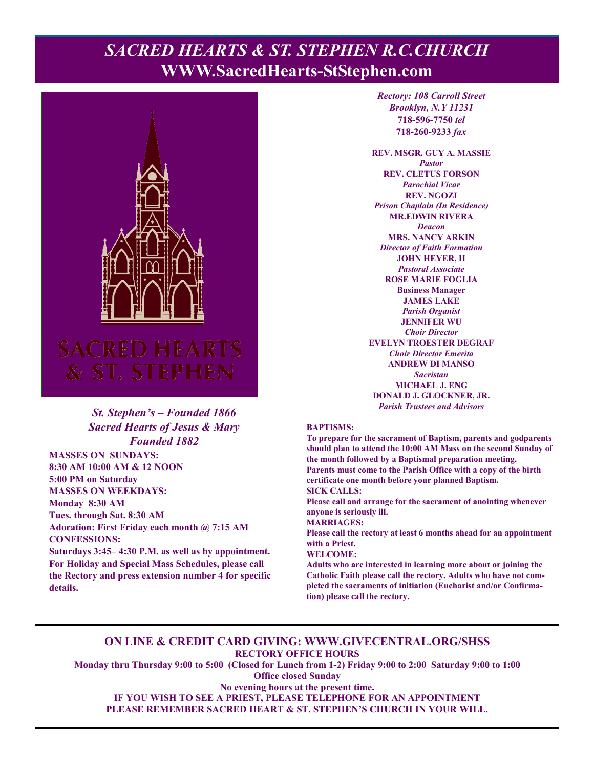# *SACRED HEARTS & ST. STEPHEN R.C.CHURCH*
## WWW.SacredHearts-StStephen.com

SACRED HEARTS & ST. STEPHEN

***St. Stephen's – Founded 1866***
***Sacred Hearts of Jesus & Mary***
***Founded 1882***

**MASSES ON SUNDAYS:**
**8:30 AM 10:00 AM & 12 NOON**
**5:00 PM on Saturday**
**MASSES ON WEEKDAYS:**
**Monday 8:30 AM**
**Tues. through Sat. 8:30 AM**
**Adoration: First Friday each month @ 7:15 AM**
**CONFESSIONS:**
**Saturdays 3:45– 4:30 P.M. as well as by appointment.**
**For Holiday and Special Mass Schedules, please call the Rectory and press extension number 4 for specific details.**

***Rectory: 108 Carroll Street***
***Brooklyn, N.Y 11231***
**718-596-7750** ***tel***
**718-260-9233** ***fax***

**REV. MSGR. GUY A. MASSIE**
***Pastor***
**REV. CLETUS FORSON**
***Parochial Vicar***
**REV. NGOZI**
***Prison Chaplain (In Residence)***
**MR.EDWIN RIVERA**
***Deacon***
**MRS. NANCY ARKIN**
***Director of Faith Formation***
**JOHN HEYER, II**
***Pastoral Associate***
**ROSE MARIE FOGLIA**
**Business Manager**
**JAMES LAKE**
***Parish Organist***
**JENNIFER WU**
***Choir Director***
**EVELYN TROESTER DEGRAF**
***Choir Director Emerita***
**ANDREW DI MANSO**
***Sacristan***
**MICHAEL J. ENG**
**DONALD J. GLOCKNER, JR.**
***Parish Trustees and Advisors***

**BAPTISMS:**
**To prepare for the sacrament of Baptism, parents and godparents should plan to attend the 10:00 AM Mass on the second Sunday of the month followed by a Baptismal preparation meeting. Parents must come to the Parish Office with a copy of the birth certificate one month before your planned Baptism.**
**SICK CALLS:**
**Please call and arrange for the sacrament of anointing whenever anyone is seriously ill.**
**MARRIAGES:**
**Please call the rectory at least 6 months ahead for an appointment with a Priest.**
**WELCOME:**
**Adults who are interested in learning more about or joining the Catholic Faith please call the rectory. Adults who have not completed the sacraments of initiation (Eucharist and/or Confirmation) please call the rectory.**

---

**ON LINE & CREDIT CARD GIVING: WWW.GIVECENTRAL.ORG/SHSS**
**RECTORY OFFICE HOURS**
**Monday thru Thursday 9:00 to 5:00 (Closed for Lunch from 1-2) Friday 9:00 to 2:00 Saturday 9:00 to 1:00**
**Office closed Sunday**
**No evening hours at the present time.**
**IF YOU WISH TO SEE A PRIEST, PLEASE TELEPHONE FOR AN APPOINTMENT**
**PLEASE REMEMBER SACRED HEART & ST. STEPHEN'S CHURCH IN YOUR WILL.**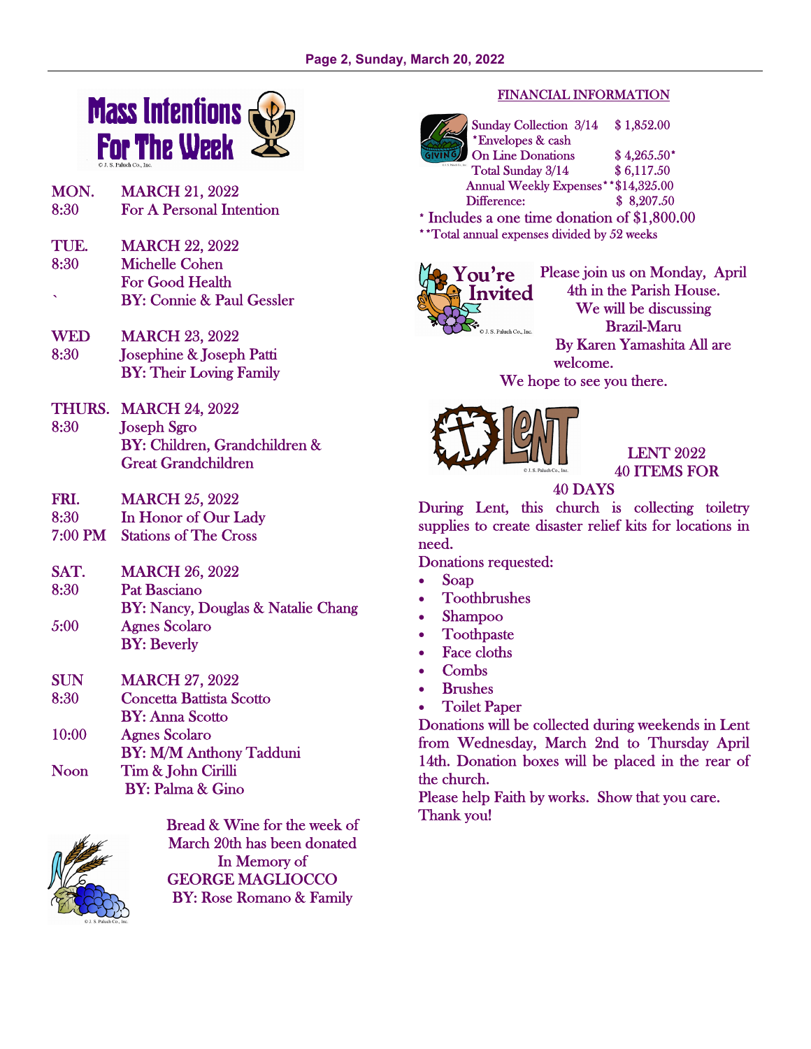## Mass Intentions For The Week

**MON.** MARCH 21, 2022
8:30 For A Personal Intention

**TUE.** MARCH 22, 2022
8:30 Michelle Cohen
For Good Health
BY: Connie & Paul Gessler

**WED** MARCH 23, 2022
8:30 Josephine & Joseph Patti
BY: Their Loving Family

**THURS.** MARCH 24, 2022
8:30 Joseph Sgro
BY: Children, Grandchildren & Great Grandchildren

**FRI.** MARCH 25, 2022
8:30 In Honor of Our Lady
7:00 PM Stations of The Cross

**SAT.** MARCH 26, 2022
8:30 Pat Basciano
BY: Nancy, Douglas & Natalie Chang
5:00 Agnes Scolaro
BY: Beverly

**SUN** MARCH 27, 2022
8:30 Concetta Battista Scotto
BY: Anna Scotto
10:00 Agnes Scolaro
BY: M/M Anthony Tadduni
Noon Tim & John Cirilli
BY: Palma & Gino

Bread & Wine for the week of March 20th has been donated In Memory of GEORGE MAGLIOCCO BY: Rose Romano & Family

## FINANCIAL INFORMATION

| | |
|---|---|
| Sunday Collection 3/14 *Envelopes & cash | $ 1,852.00 |
| On Line Donations | $ 4,265.50* |
| Total Sunday 3/14 | $ 6,117.50 |
| Annual Weekly Expenses** | $14,325.00 |
| Difference: | $ 8,207.50 |

* Includes a one time donation of $1,800.00
**Total annual expenses divided by 52 weeks

## You're Invited

Please join us on Monday, April 4th in the Parish House. We will be discussing Brazil-Maru By Karen Yamashita All are welcome.
We hope to see you there.

## LENT 2022 40 ITEMS FOR 40 DAYS

During Lent, this church is collecting toiletry supplies to create disaster relief kits for locations in need.

Donations requested:

- Soap
- Toothbrushes
- Shampoo
- Toothpaste
- Face cloths
- Combs
- Brushes
- Toilet Paper

Donations will be collected during weekends in Lent from Wednesday, March 2nd to Thursday April 14th. Donation boxes will be placed in the rear of the church.

Please help Faith by works. Show that you care. Thank you!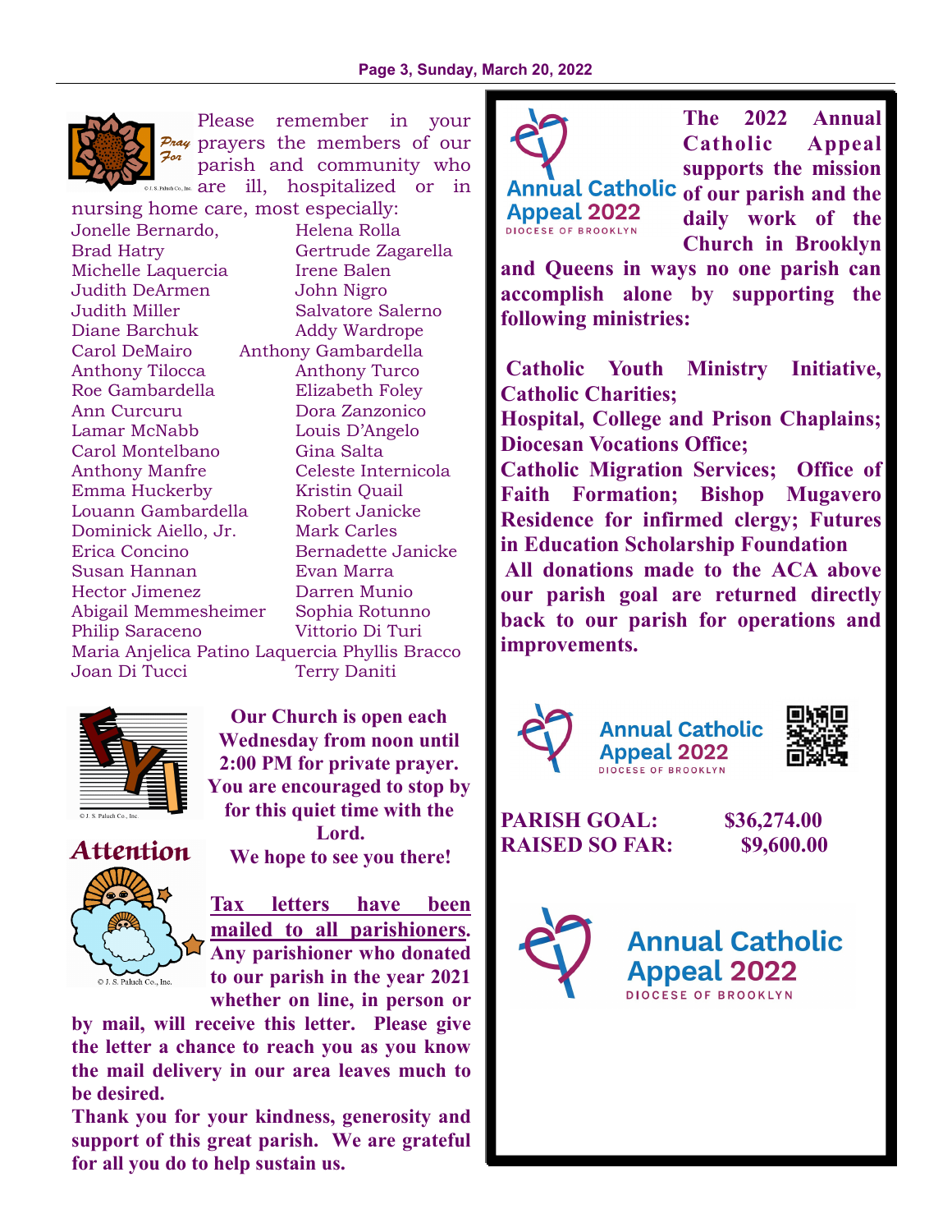Please remember in your prayers the members of our parish and community who are ill, hospitalized or in nursing home care, most especially:

Jonelle Bernardo, Helena Rolla
Brad Hatry, Gertrude Zagarella
Michelle Laquercia, Irene Balen
Judith DeArmen, John Nigro
Judith Miller, Salvatore Salerno
Diane Barchuk, Addy Wardrope
Carol DeMairo, Anthony Gambardella
Anthony Tilocca, Anthony Turco
Roe Gambardella, Elizabeth Foley
Ann Curcuru, Dora Zanzonico
Lamar McNabb, Louis D'Angelo
Carol Montelbano, Gina Salta
Anthony Manfre, Celeste Internicola
Emma Huckerby, Kristin Quail
Louann Gambardella, Robert Janicke
Dominick Aiello, Jr., Mark Carles
Erica Concino, Bernadette Janicke
Susan Hannan, Evan Marra
Hector Jimenez, Darren Munio
Abigail Memmesheimer, Sophia Rotunno
Philip Saraceno, Vittorio Di Turi
Maria Anjelica Patino Laquercia, Phyllis Bracco
Joan Di Tucci, Terry Daniti

**Our Church is open each Wednesday from noon until 2:00 PM for private prayer. You are encouraged to stop by for this quiet time with the Lord.**
**We hope to see you there!**

*Attention*

**<u>Tax letters have been mailed to all parishioners</u>. Any parishioner who donated to our parish in the year 2021 whether on line, in person or by mail, will receive this letter. Please give the letter a chance to reach you as you know the mail delivery in our area leaves much to be desired.**

**Thank you for your kindness, generosity and support of this great parish. We are grateful for all you do to help sustain us.**

Annual Catholic Appeal 2022
DIOCESE OF BROOKLYN

**The 2022 Annual Catholic Appeal supports the mission of our parish and the daily work of the Church in Brooklyn and Queens in ways no one parish can accomplish alone by supporting the following ministries:**

**Catholic Youth Ministry Initiative, Catholic Charities;**
**Hospital, College and Prison Chaplains; Diocesan Vocations Office;**
**Catholic Migration Services; Office of Faith Formation; Bishop Mugavero Residence for infirmed clergy; Futures in Education Scholarship Foundation**
**All donations made to the ACA above our parish goal are returned directly back to our parish for operations and improvements.**

Annual Catholic Appeal 2022
DIOCESE OF BROOKLYN

**PARISH GOAL: $36,274.00**
**RAISED SO FAR: $9,600.00**

Annual Catholic Appeal 2022
DIOCESE OF BROOKLYN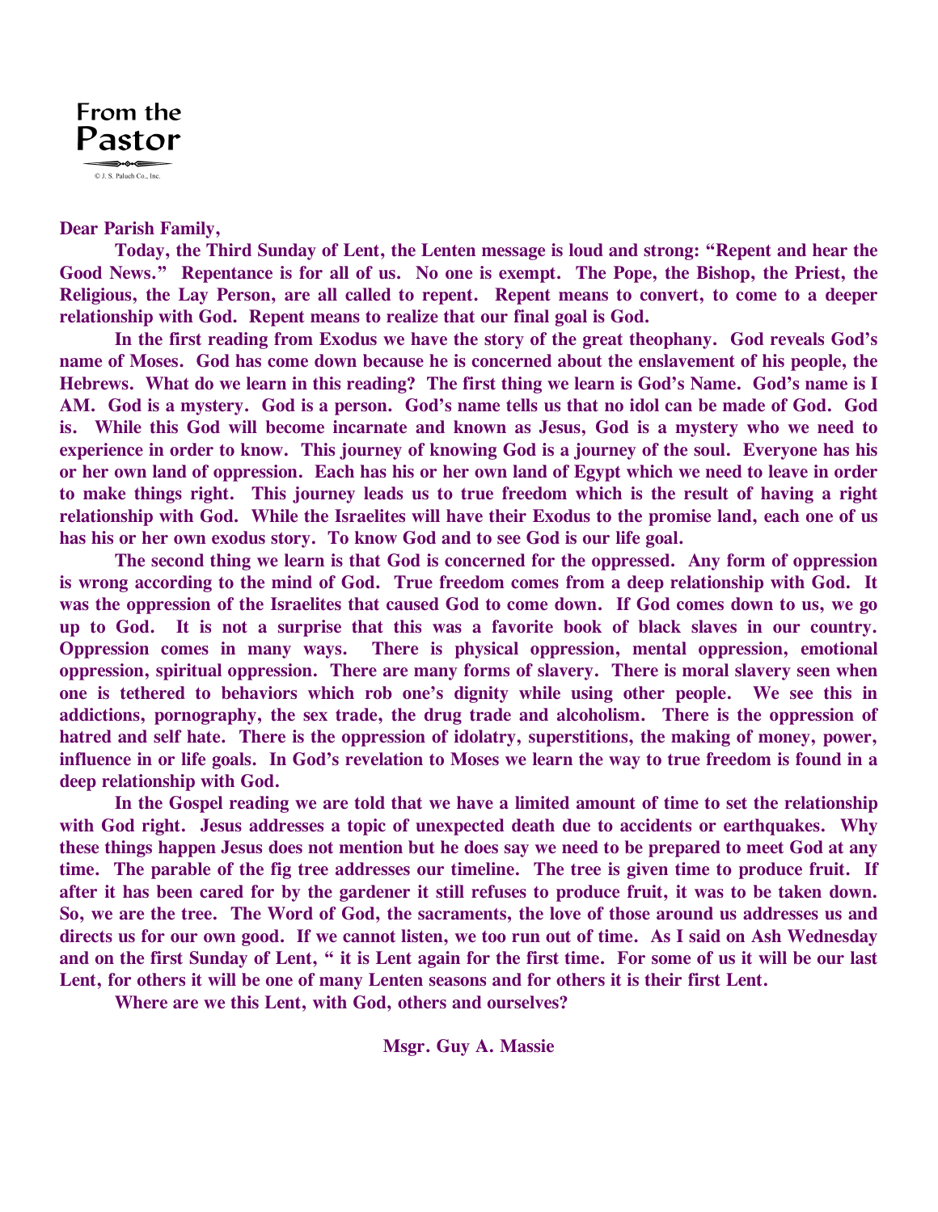# From the Pastor

© J. S. Paluch Co., Inc.

**Dear Parish Family,**

**Today, the Third Sunday of Lent, the Lenten message is loud and strong: "Repent and hear the Good News." Repentance is for all of us. No one is exempt. The Pope, the Bishop, the Priest, the Religious, the Lay Person, are all called to repent. Repent means to convert, to come to a deeper relationship with God. Repent means to realize that our final goal is God.**

**In the first reading from Exodus we have the story of the great theophany. God reveals God's name of Moses. God has come down because he is concerned about the enslavement of his people, the Hebrews. What do we learn in this reading? The first thing we learn is God's Name. God's name is I AM. God is a mystery. God is a person. God's name tells us that no idol can be made of God. God is. While this God will become incarnate and known as Jesus, God is a mystery who we need to experience in order to know. This journey of knowing God is a journey of the soul. Everyone has his or her own land of oppression. Each has his or her own land of Egypt which we need to leave in order to make things right. This journey leads us to true freedom which is the result of having a right relationship with God. While the Israelites will have their Exodus to the promise land, each one of us has his or her own exodus story. To know God and to see God is our life goal.**

**The second thing we learn is that God is concerned for the oppressed. Any form of oppression is wrong according to the mind of God. True freedom comes from a deep relationship with God. It was the oppression of the Israelites that caused God to come down. If God comes down to us, we go up to God. It is not a surprise that this was a favorite book of black slaves in our country. Oppression comes in many ways. There is physical oppression, mental oppression, emotional oppression, spiritual oppression. There are many forms of slavery. There is moral slavery seen when one is tethered to behaviors which rob one's dignity while using other people. We see this in addictions, pornography, the sex trade, the drug trade and alcoholism. There is the oppression of hatred and self hate. There is the oppression of idolatry, superstitions, the making of money, power, influence in or life goals. In God's revelation to Moses we learn the way to true freedom is found in a deep relationship with God.**

**In the Gospel reading we are told that we have a limited amount of time to set the relationship with God right. Jesus addresses a topic of unexpected death due to accidents or earthquakes. Why these things happen Jesus does not mention but he does say we need to be prepared to meet God at any time. The parable of the fig tree addresses our timeline. The tree is given time to produce fruit. If after it has been cared for by the gardener it still refuses to produce fruit, it was to be taken down. So, we are the tree. The Word of God, the sacraments, the love of those around us addresses us and directs us for our own good. If we cannot listen, we too run out of time. As I said on Ash Wednesday and on the first Sunday of Lent, " it is Lent again for the first time. For some of us it will be our last Lent, for others it will be one of many Lenten seasons and for others it is their first Lent.**

**Where are we this Lent, with God, others and ourselves?**

**Msgr. Guy A. Massie**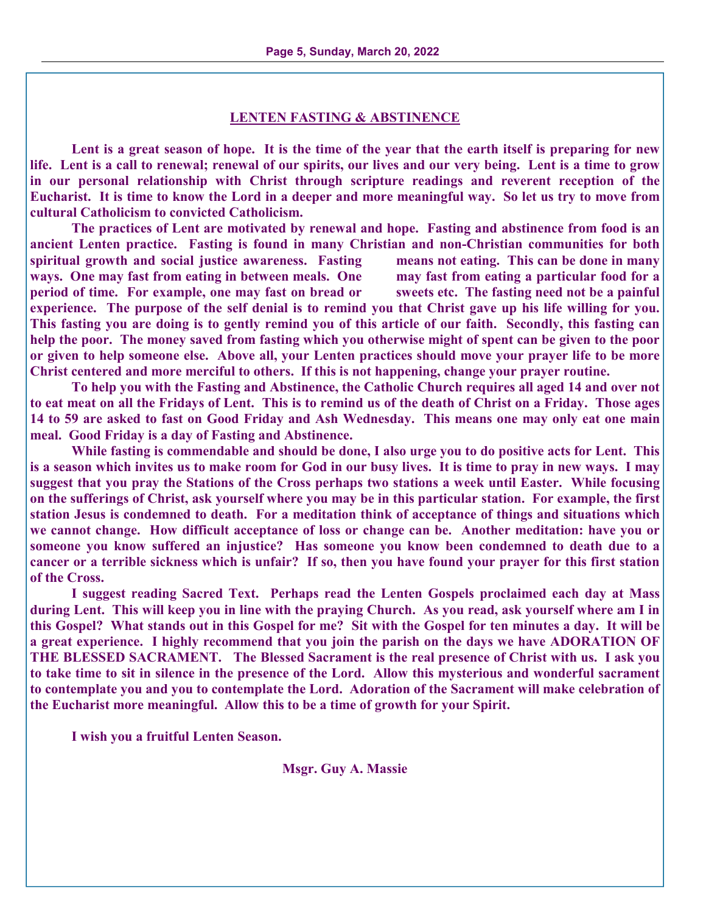## LENTEN FASTING & ABSTINENCE

**Lent is a great season of hope. It is the time of the year that the earth itself is preparing for new life. Lent is a call to renewal; renewal of our spirits, our lives and our very being. Lent is a time to grow in our personal relationship with Christ through scripture readings and reverent reception of the Eucharist. It is time to know the Lord in a deeper and more meaningful way. So let us try to move from cultural Catholicism to convicted Catholicism.**

**The practices of Lent are motivated by renewal and hope. Fasting and abstinence from food is an ancient Lenten practice. Fasting is found in many Christian and non-Christian communities for both spiritual growth and social justice awareness. Fasting means not eating. This can be done in many ways. One may fast from eating in between meals. One may fast from eating a particular food for a period of time. For example, one may fast on bread or sweets etc. The fasting need not be a painful experience. The purpose of the self denial is to remind you that Christ gave up his life willing for you. This fasting you are doing is to gently remind you of this article of our faith. Secondly, this fasting can help the poor. The money saved from fasting which you otherwise might of spent can be given to the poor or given to help someone else. Above all, your Lenten practices should move your prayer life to be more Christ centered and more merciful to others. If this is not happening, change your prayer routine.**

**To help you with the Fasting and Abstinence, the Catholic Church requires all aged 14 and over not to eat meat on all the Fridays of Lent. This is to remind us of the death of Christ on a Friday. Those ages 14 to 59 are asked to fast on Good Friday and Ash Wednesday. This means one may only eat one main meal. Good Friday is a day of Fasting and Abstinence.**

**While fasting is commendable and should be done, I also urge you to do positive acts for Lent. This is a season which invites us to make room for God in our busy lives. It is time to pray in new ways. I may suggest that you pray the Stations of the Cross perhaps two stations a week until Easter. While focusing on the sufferings of Christ, ask yourself where you may be in this particular station. For example, the first station Jesus is condemned to death. For a meditation think of acceptance of things and situations which we cannot change. How difficult acceptance of loss or change can be. Another meditation: have you or someone you know suffered an injustice? Has someone you know been condemned to death due to a cancer or a terrible sickness which is unfair? If so, then you have found your prayer for this first station of the Cross.**

**I suggest reading Sacred Text. Perhaps read the Lenten Gospels proclaimed each day at Mass during Lent. This will keep you in line with the praying Church. As you read, ask yourself where am I in this Gospel? What stands out in this Gospel for me? Sit with the Gospel for ten minutes a day. It will be a great experience. I highly recommend that you join the parish on the days we have ADORATION OF THE BLESSED SACRAMENT. The Blessed Sacrament is the real presence of Christ with us. I ask you to take time to sit in silence in the presence of the Lord. Allow this mysterious and wonderful sacrament to contemplate you and you to contemplate the Lord. Adoration of the Sacrament will make celebration of the Eucharist more meaningful. Allow this to be a time of growth for your Spirit.**

**I wish you a fruitful Lenten Season.**

**Msgr. Guy A. Massie**